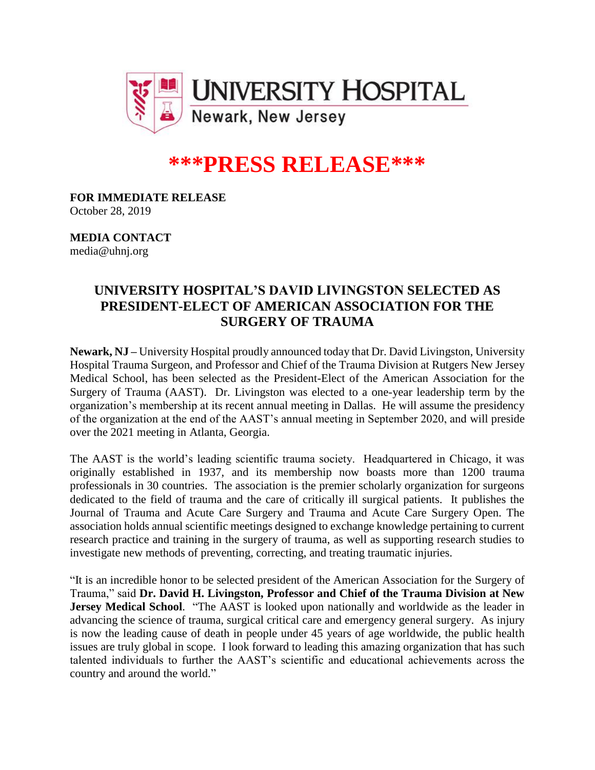UNIVERSITY HOSPITAL
Newark, New Jersey

# ***PRESS RELEASE***

**FOR IMMEDIATE RELEASE**
October 28, 2019

**MEDIA CONTACT**
media@uhnj.org

## UNIVERSITY HOSPITAL'S DAVID LIVINGSTON SELECTED AS PRESIDENT-ELECT OF AMERICAN ASSOCIATION FOR THE SURGERY OF TRAUMA

**Newark, NJ –** University Hospital proudly announced today that Dr. David Livingston, University Hospital Trauma Surgeon, and Professor and Chief of the Trauma Division at Rutgers New Jersey Medical School, has been selected as the President-Elect of the American Association for the Surgery of Trauma (AAST). Dr. Livingston was elected to a one-year leadership term by the organization's membership at its recent annual meeting in Dallas. He will assume the presidency of the organization at the end of the AAST's annual meeting in September 2020, and will preside over the 2021 meeting in Atlanta, Georgia.

The AAST is the world's leading scientific trauma society. Headquartered in Chicago, it was originally established in 1937, and its membership now boasts more than 1200 trauma professionals in 30 countries. The association is the premier scholarly organization for surgeons dedicated to the field of trauma and the care of critically ill surgical patients. It publishes the Journal of Trauma and Acute Care Surgery and Trauma and Acute Care Surgery Open. The association holds annual scientific meetings designed to exchange knowledge pertaining to current research practice and training in the surgery of trauma, as well as supporting research studies to investigate new methods of preventing, correcting, and treating traumatic injuries.

"It is an incredible honor to be selected president of the American Association for the Surgery of Trauma," said **Dr. David H. Livingston, Professor and Chief of the Trauma Division at New Jersey Medical School**. "The AAST is looked upon nationally and worldwide as the leader in advancing the science of trauma, surgical critical care and emergency general surgery. As injury is now the leading cause of death in people under 45 years of age worldwide, the public health issues are truly global in scope. I look forward to leading this amazing organization that has such talented individuals to further the AAST's scientific and educational achievements across the country and around the world."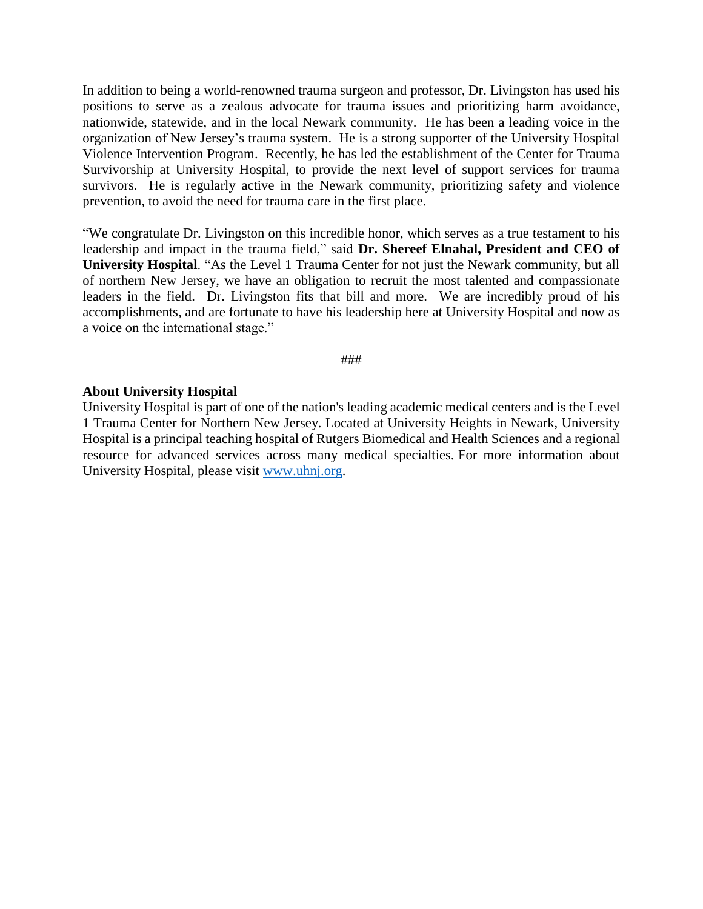In addition to being a world-renowned trauma surgeon and professor, Dr. Livingston has used his positions to serve as a zealous advocate for trauma issues and prioritizing harm avoidance, nationwide, statewide, and in the local Newark community. He has been a leading voice in the organization of New Jersey's trauma system. He is a strong supporter of the University Hospital Violence Intervention Program. Recently, he has led the establishment of the Center for Trauma Survivorship at University Hospital, to provide the next level of support services for trauma survivors. He is regularly active in the Newark community, prioritizing safety and violence prevention, to avoid the need for trauma care in the first place.

"We congratulate Dr. Livingston on this incredible honor, which serves as a true testament to his leadership and impact in the trauma field," said **Dr. Shereef Elnahal, President and CEO of University Hospital**. "As the Level 1 Trauma Center for not just the Newark community, but all of northern New Jersey, we have an obligation to recruit the most talented and compassionate leaders in the field. Dr. Livingston fits that bill and more. We are incredibly proud of his accomplishments, and are fortunate to have his leadership here at University Hospital and now as a voice on the international stage."

###

**About University Hospital**
University Hospital is part of one of the nation's leading academic medical centers and is the Level 1 Trauma Center for Northern New Jersey. Located at University Heights in Newark, University Hospital is a principal teaching hospital of Rutgers Biomedical and Health Sciences and a regional resource for advanced services across many medical specialties. For more information about University Hospital, please visit [www.uhnj.org](http://www.uhnj.org).